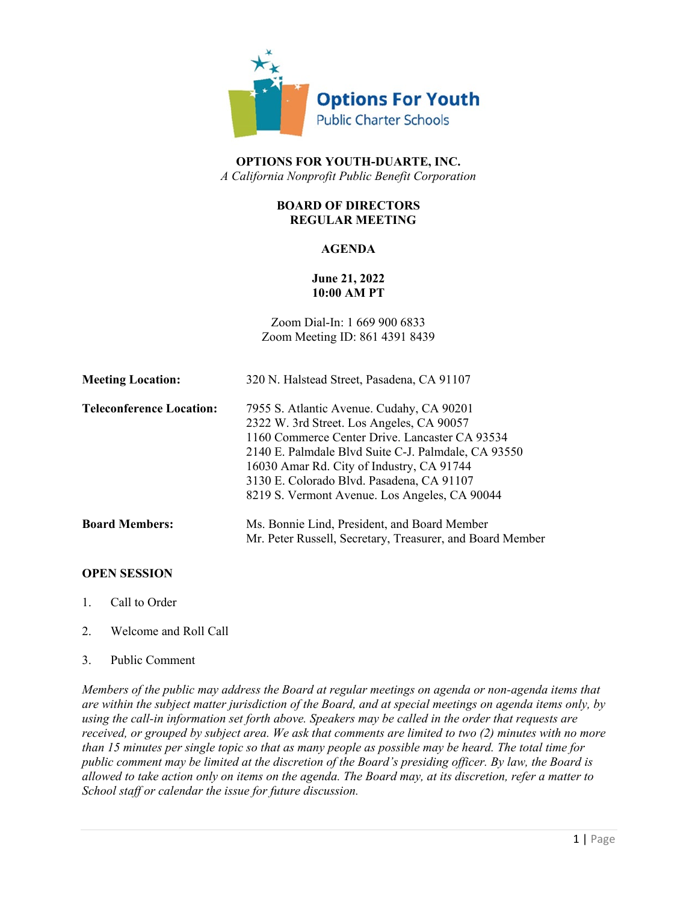Options For Youth
Public Charter Schools

**OPTIONS FOR YOUTH-DUARTE, INC.**
*A California Nonprofit Public Benefit Corporation*

**BOARD OF DIRECTORS**
**REGULAR MEETING**

**AGENDA**

**June 21, 2022**
**10:00 AM PT**

Zoom Dial-In: 1 669 900 6833
Zoom Meeting ID: 861 4391 8439

| | |
|---|---|
| **Meeting Location:** | 320 N. Halstead Street, Pasadena, CA 91107 |
| **Teleconference Location:** | 7955 S. Atlantic Avenue. Cudahy, CA 90201<br>2322 W. 3rd Street. Los Angeles, CA 90057<br>1160 Commerce Center Drive. Lancaster CA 93534<br>2140 E. Palmdale Blvd Suite C-J. Palmdale, CA 93550<br>16030 Amar Rd. City of Industry, CA 91744<br>3130 E. Colorado Blvd. Pasadena, CA 91107<br>8219 S. Vermont Avenue. Los Angeles, CA 90044 |
| **Board Members:** | Ms. Bonnie Lind, President, and Board Member<br>Mr. Peter Russell, Secretary, Treasurer, and Board Member |

**OPEN SESSION**

1. Call to Order

2. Welcome and Roll Call

3. Public Comment

*Members of the public may address the Board at regular meetings on agenda or non-agenda items that are within the subject matter jurisdiction of the Board, and at special meetings on agenda items only, by using the call-in information set forth above. Speakers may be called in the order that requests are received, or grouped by subject area. We ask that comments are limited to two (2) minutes with no more than 15 minutes per single topic so that as many people as possible may be heard. The total time for public comment may be limited at the discretion of the Board's presiding officer. By law, the Board is allowed to take action only on items on the agenda. The Board may, at its discretion, refer a matter to School staff or calendar the issue for future discussion.*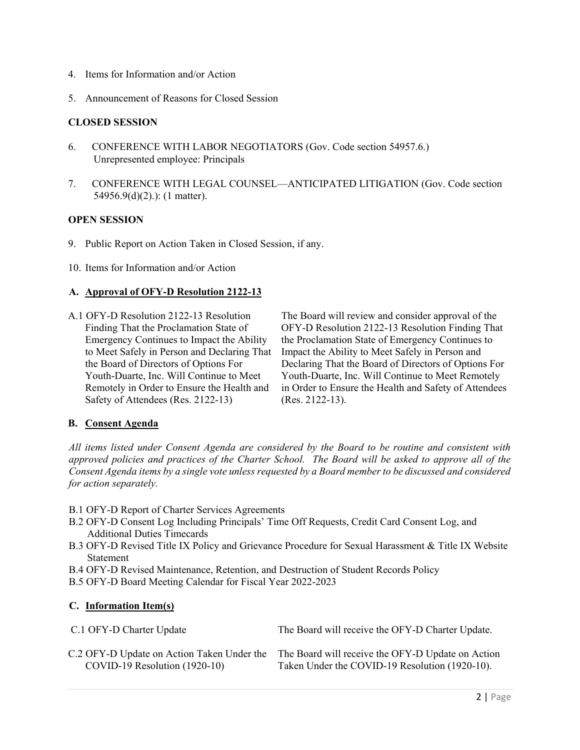4. Items for Information and/or Action

5. Announcement of Reasons for Closed Session

**CLOSED SESSION**

6. CONFERENCE WITH LABOR NEGOTIATORS (Gov. Code section 54957.6.) Unrepresented employee: Principals

7. CONFERENCE WITH LEGAL COUNSEL—ANTICIPATED LITIGATION (Gov. Code section 54956.9(d)(2).): (1 matter).

**OPEN SESSION**

9. Public Report on Action Taken in Closed Session, if any.

10. Items for Information and/or Action

**A. Approval of OFY-D Resolution 2122-13**

| | |
|---|---|
| A.1 OFY-D Resolution 2122-13 Resolution Finding That the Proclamation State of Emergency Continues to Impact the Ability to Meet Safely in Person and Declaring That the Board of Directors of Options For Youth-Duarte, Inc. Will Continue to Meet Remotely in Order to Ensure the Health and Safety of Attendees (Res. 2122-13) | The Board will review and consider approval of the OFY-D Resolution 2122-13 Resolution Finding That the Proclamation State of Emergency Continues to Impact the Ability to Meet Safely in Person and Declaring That the Board of Directors of Options For Youth-Duarte, Inc. Will Continue to Meet Remotely in Order to Ensure the Health and Safety of Attendees (Res. 2122-13). |

**B. Consent Agenda**

*All items listed under Consent Agenda are considered by the Board to be routine and consistent with approved policies and practices of the Charter School. The Board will be asked to approve all of the Consent Agenda items by a single vote unless requested by a Board member to be discussed and considered for action separately.*

- B.1 OFY-D Report of Charter Services Agreements
- B.2 OFY-D Consent Log Including Principals' Time Off Requests, Credit Card Consent Log, and Additional Duties Timecards
- B.3 OFY-D Revised Title IX Policy and Grievance Procedure for Sexual Harassment & Title IX Website Statement
- B.4 OFY-D Revised Maintenance, Retention, and Destruction of Student Records Policy
- B.5 OFY-D Board Meeting Calendar for Fiscal Year 2022-2023

**C. Information Item(s)**

| | |
|---|---|
| C.1 OFY-D Charter Update | The Board will receive the OFY-D Charter Update. |
| C.2 OFY-D Update on Action Taken Under the COVID-19 Resolution (1920-10) | The Board will receive the OFY-D Update on Action Taken Under the COVID-19 Resolution (1920-10). |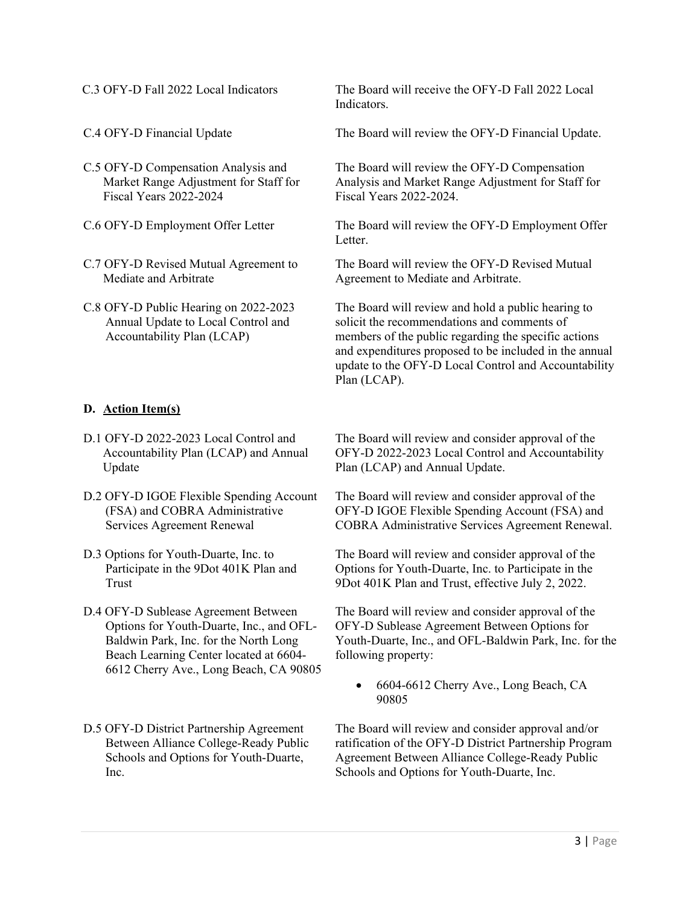| | |
|---|---|
| C.3 OFY-D Fall 2022 Local Indicators | The Board will receive the OFY-D Fall 2022 Local Indicators. |
| C.4 OFY-D Financial Update | The Board will review the OFY-D Financial Update. |
| C.5 OFY-D Compensation Analysis and Market Range Adjustment for Staff for Fiscal Years 2022-2024 | The Board will review the OFY-D Compensation Analysis and Market Range Adjustment for Staff for Fiscal Years 2022-2024. |
| C.6 OFY-D Employment Offer Letter | The Board will review the OFY-D Employment Offer Letter. |
| C.7 OFY-D Revised Mutual Agreement to Mediate and Arbitrate | The Board will review the OFY-D Revised Mutual Agreement to Mediate and Arbitrate. |
| C.8 OFY-D Public Hearing on 2022-2023 Annual Update to Local Control and Accountability Plan (LCAP) | The Board will review and hold a public hearing to solicit the recommendations and comments of members of the public regarding the specific actions and expenditures proposed to be included in the annual update to the OFY-D Local Control and Accountability Plan (LCAP). |

**D. Action Item(s)**

| | |
|---|---|
| D.1 OFY-D 2022-2023 Local Control and Accountability Plan (LCAP) and Annual Update | The Board will review and consider approval of the OFY-D 2022-2023 Local Control and Accountability Plan (LCAP) and Annual Update. |
| D.2 OFY-D IGOE Flexible Spending Account (FSA) and COBRA Administrative Services Agreement Renewal | The Board will review and consider approval of the OFY-D IGOE Flexible Spending Account (FSA) and COBRA Administrative Services Agreement Renewal. |
| D.3 Options for Youth-Duarte, Inc. to Participate in the 9Dot 401K Plan and Trust | The Board will review and consider approval of the Options for Youth-Duarte, Inc. to Participate in the 9Dot 401K Plan and Trust, effective July 2, 2022. |
| D.4 OFY-D Sublease Agreement Between Options for Youth-Duarte, Inc., and OFL-Baldwin Park, Inc. for the North Long Beach Learning Center located at 6604-6612 Cherry Ave., Long Beach, CA 90805 | The Board will review and consider approval of the OFY-D Sublease Agreement Between Options for Youth-Duarte, Inc., and OFL-Baldwin Park, Inc. for the following property:<br>• 6604-6612 Cherry Ave., Long Beach, CA 90805 |
| D.5 OFY-D District Partnership Agreement Between Alliance College-Ready Public Schools and Options for Youth-Duarte, Inc. | The Board will review and consider approval and/or ratification of the OFY-D District Partnership Program Agreement Between Alliance College-Ready Public Schools and Options for Youth-Duarte, Inc. |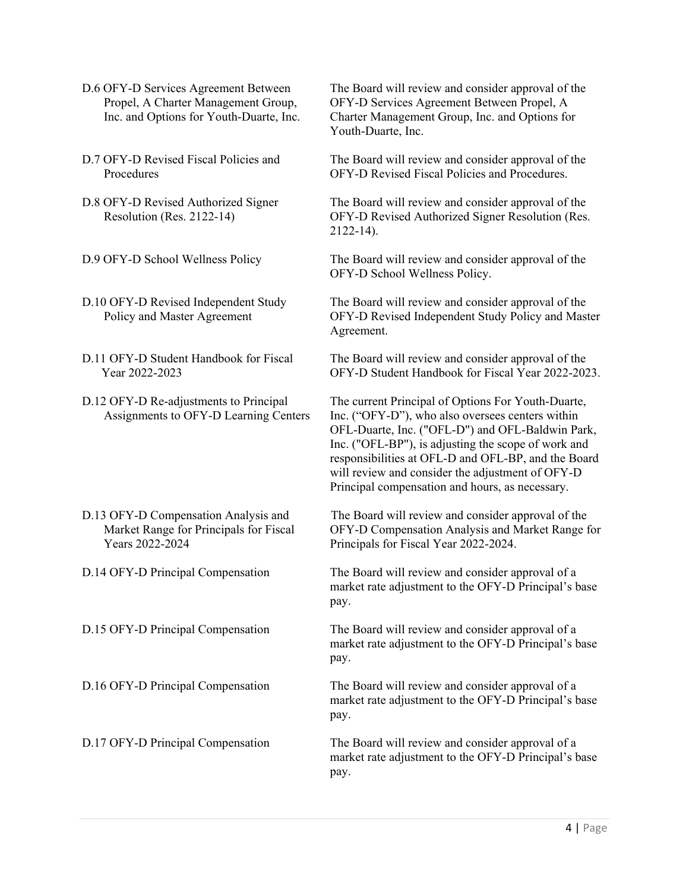| | |
|---|---|
| D.6 OFY-D Services Agreement Between Propel, A Charter Management Group, Inc. and Options for Youth-Duarte, Inc. | The Board will review and consider approval of the OFY-D Services Agreement Between Propel, A Charter Management Group, Inc. and Options for Youth-Duarte, Inc. |
| D.7 OFY-D Revised Fiscal Policies and Procedures | The Board will review and consider approval of the OFY-D Revised Fiscal Policies and Procedures. |
| D.8 OFY-D Revised Authorized Signer Resolution (Res. 2122-14) | The Board will review and consider approval of the OFY-D Revised Authorized Signer Resolution (Res. 2122-14). |
| D.9 OFY-D School Wellness Policy | The Board will review and consider approval of the OFY-D School Wellness Policy. |
| D.10 OFY-D Revised Independent Study Policy and Master Agreement | The Board will review and consider approval of the OFY-D Revised Independent Study Policy and Master Agreement. |
| D.11 OFY-D Student Handbook for Fiscal Year 2022-2023 | The Board will review and consider approval of the OFY-D Student Handbook for Fiscal Year 2022-2023. |
| D.12 OFY-D Re-adjustments to Principal Assignments to OFY-D Learning Centers | The current Principal of Options For Youth-Duarte, Inc. ("OFY-D"), who also oversees centers within OFL-Duarte, Inc. ("OFL-D") and OFL-Baldwin Park, Inc. ("OFL-BP"), is adjusting the scope of work and responsibilities at OFL-D and OFL-BP, and the Board will review and consider the adjustment of OFY-D Principal compensation and hours, as necessary. |
| D.13 OFY-D Compensation Analysis and Market Range for Principals for Fiscal Years 2022-2024 | The Board will review and consider approval of the OFY-D Compensation Analysis and Market Range for Principals for Fiscal Year 2022-2024. |
| D.14 OFY-D Principal Compensation | The Board will review and consider approval of a market rate adjustment to the OFY-D Principal's base pay. |
| D.15 OFY-D Principal Compensation | The Board will review and consider approval of a market rate adjustment to the OFY-D Principal's base pay. |
| D.16 OFY-D Principal Compensation | The Board will review and consider approval of a market rate adjustment to the OFY-D Principal's base pay. |
| D.17 OFY-D Principal Compensation | The Board will review and consider approval of a market rate adjustment to the OFY-D Principal's base pay. |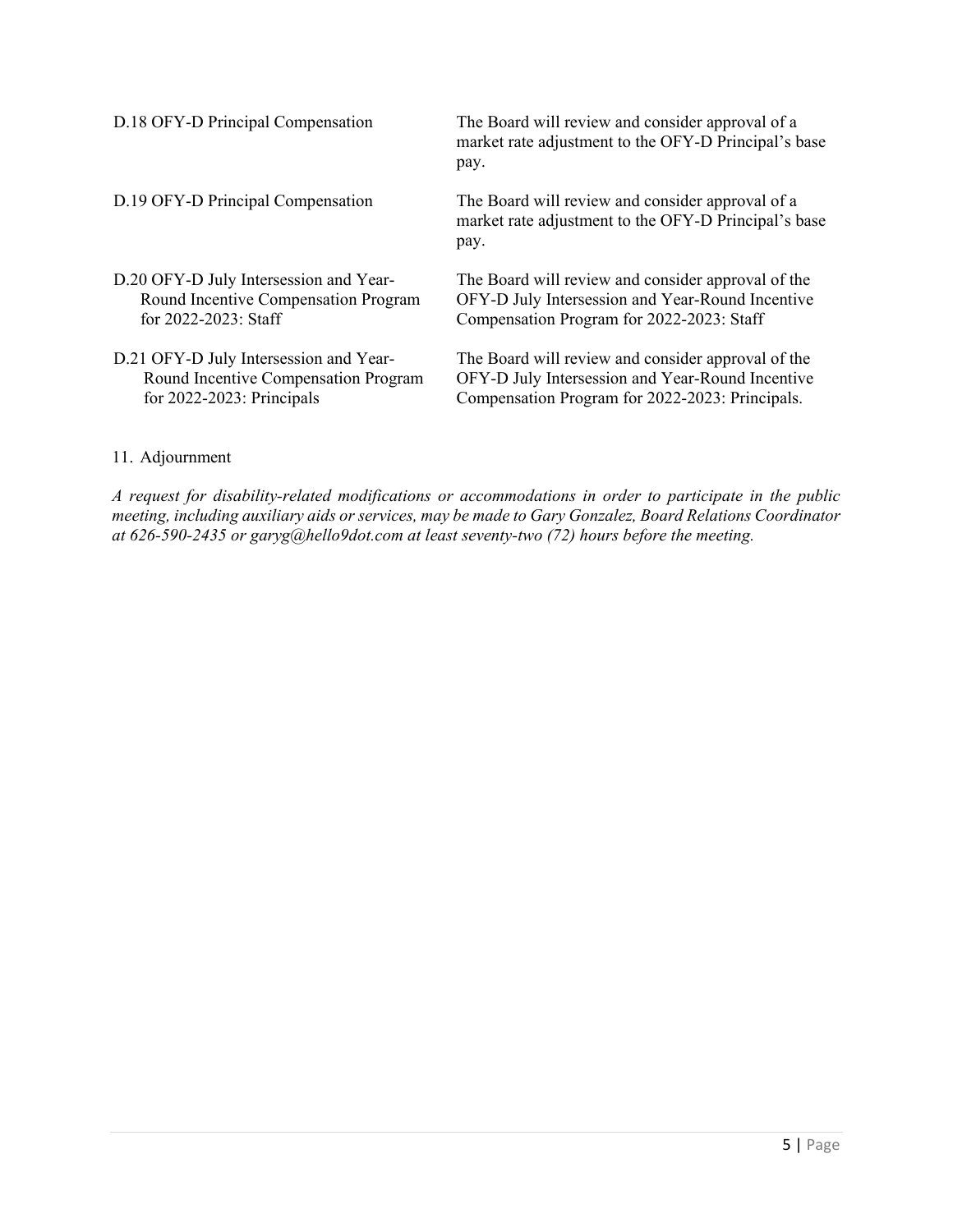| | |
|---|---|
| D.18 OFY-D Principal Compensation | The Board will review and consider approval of a market rate adjustment to the OFY-D Principal's base pay. |
| D.19 OFY-D Principal Compensation | The Board will review and consider approval of a market rate adjustment to the OFY-D Principal's base pay. |
| D.20 OFY-D July Intersession and Year-Round Incentive Compensation Program for 2022-2023: Staff | The Board will review and consider approval of the OFY-D July Intersession and Year-Round Incentive Compensation Program for 2022-2023: Staff |
| D.21 OFY-D July Intersession and Year-Round Incentive Compensation Program for 2022-2023: Principals | The Board will review and consider approval of the OFY-D July Intersession and Year-Round Incentive Compensation Program for 2022-2023: Principals. |

11. Adjournment

*A request for disability-related modifications or accommodations in order to participate in the public meeting, including auxiliary aids or services, may be made to Gary Gonzalez, Board Relations Coordinator at 626-590-2435 or garyg@hello9dot.com at least seventy-two (72) hours before the meeting.*